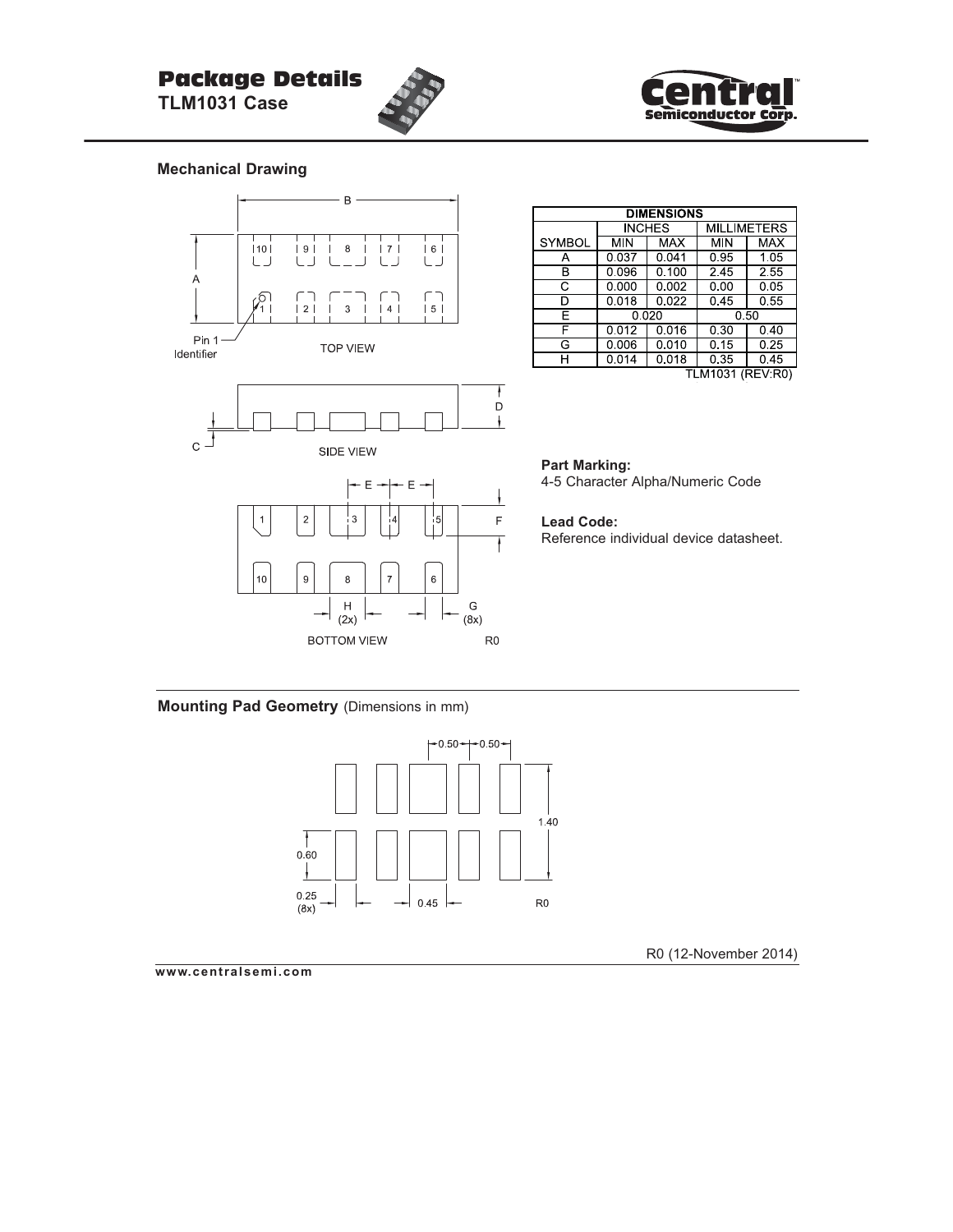# Package Details

**TLM1031 Case**

Central Semiconductor Corp.

## Mechanical Drawing

| DIMENSIONS | | | | |
|---|---|---|---|---|
| | INCHES | | MILLIMETERS | |
| SYMBOL | MIN | MAX | MIN | MAX |
| A | 0.037 | 0.041 | 0.95 | 1.05 |
| B | 0.096 | 0.100 | 2.45 | 2.55 |
| C | 0.000 | 0.002 | 0.00 | 0.05 |
| D | 0.018 | 0.022 | 0.45 | 0.55 |
| E | 0.020 | | 0.50 | |
| F | 0.012 | 0.016 | 0.30 | 0.40 |
| G | 0.006 | 0.010 | 0.15 | 0.25 |
| H | 0.014 | 0.018 | 0.35 | 0.45 |

TLM1031 (REV:R0)

TOP VIEW

Pin 1 Identifier

SIDE VIEW

BOTTOM VIEW

R0

**Part Marking:**
4-5 Character Alpha/Numeric Code

**Lead Code:**
Reference individual device datasheet.

## Mounting Pad Geometry (Dimensions in mm)

0.50, 0.50, 1.40, 0.60, 0.25 (8x), 0.45

R0

R0 (12-November 2014)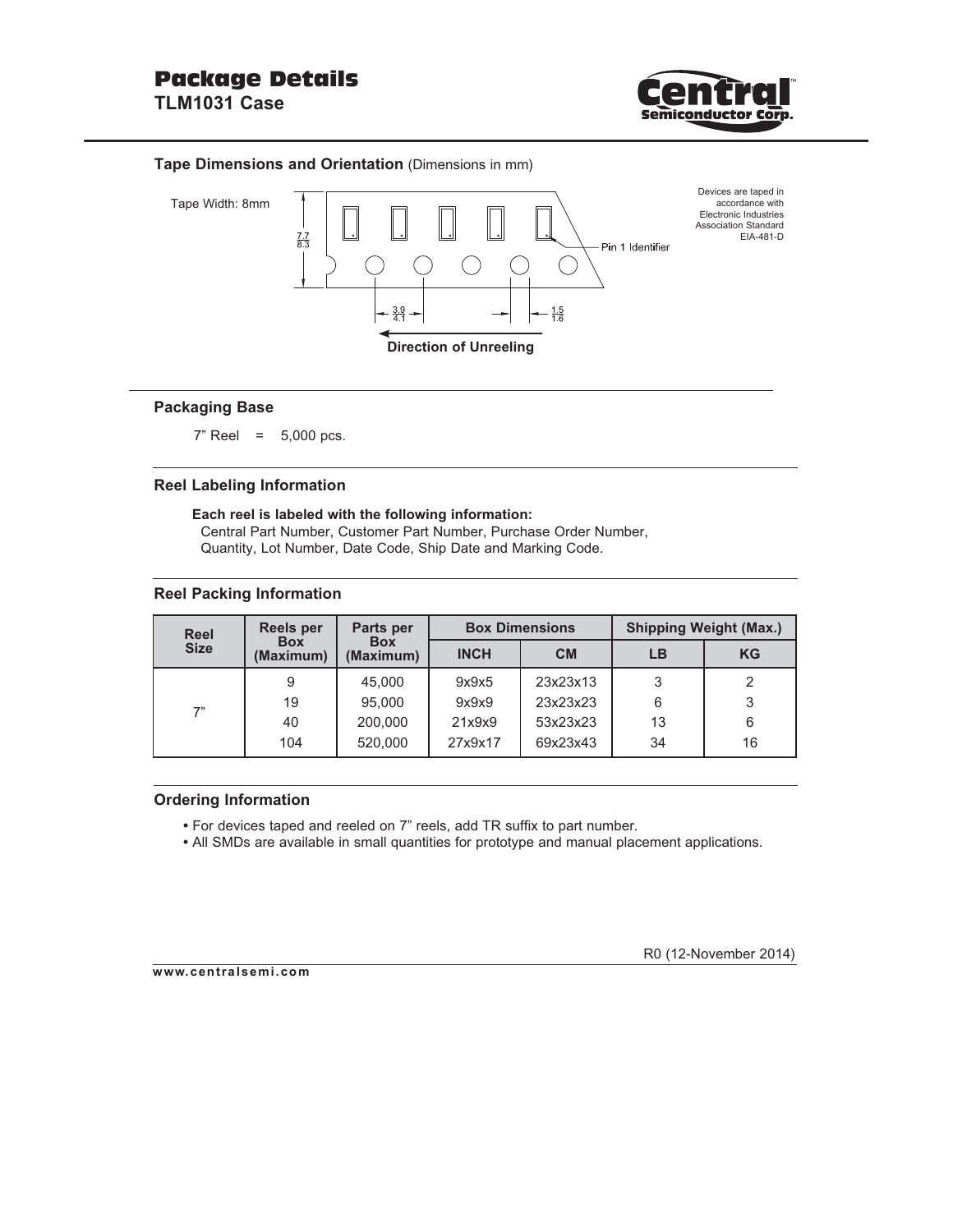# Package Details

## TLM1031 Case

### Tape Dimensions and Orientation (Dimensions in mm)

Tape Width: 8mm

7.7
8.3

Devices are taped in accordance with Electronic Industries Association Standard EIA-481-D

Pin 1 Identifier

3.9
4.1

1.5
1.6

**Direction of Unreeling**

### Packaging Base

7" Reel = 5,000 pcs.

### Reel Labeling Information

**Each reel is labeled with the following information:**
Central Part Number, Customer Part Number, Purchase Order Number, Quantity, Lot Number, Date Code, Ship Date and Marking Code.

### Reel Packing Information

| Reel Size | Reels per Box (Maximum) | Parts per Box (Maximum) | Box Dimensions | | Shipping Weight (Max.) | |
|---|---|---|---|---|---|---|
| | | | INCH | CM | LB | KG |
| 7" | 9 | 45,000 | 9x9x5 | 23x23x13 | 3 | 2 |
| | 19 | 95,000 | 9x9x9 | 23x23x23 | 6 | 3 |
| | 40 | 200,000 | 21x9x9 | 53x23x23 | 13 | 6 |
| | 104 | 520,000 | 27x9x17 | 69x23x43 | 34 | 16 |

### Ordering Information

- For devices taped and reeled on 7" reels, add TR suffix to part number.
- All SMDs are available in small quantities for prototype and manual placement applications.

R0 (12-November 2014)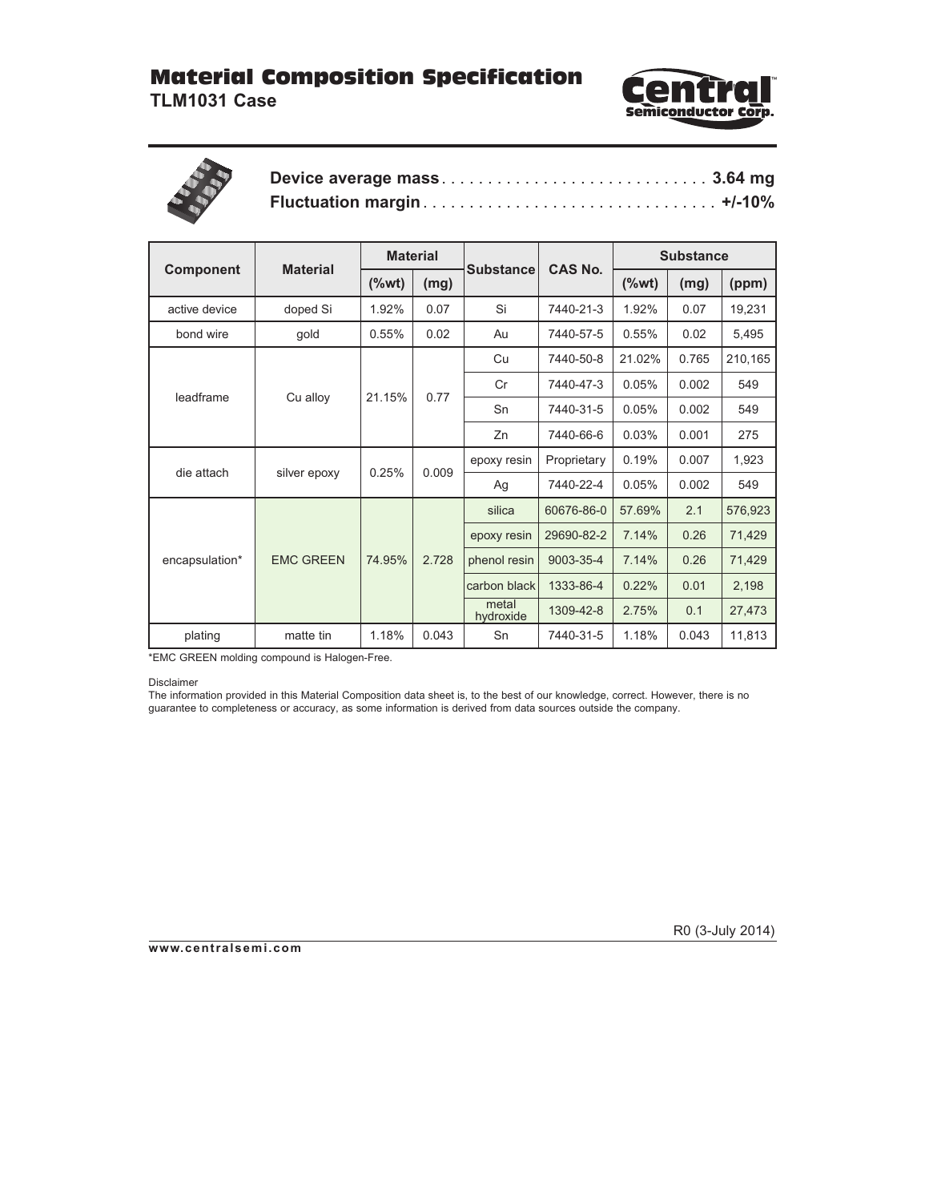# Material Composition Specification

## TLM1031 Case

**Device average mass** . . . . . . . . . . . . . . . . . . . . . . . . . . . . . **3.64 mg**
**Fluctuation margin** . . . . . . . . . . . . . . . . . . . . . . . . . . . . . . . **+/-10%**

| Component | Material | Material | | Substance | CAS No. | Substance | | |
|---|---|---|---|---|---|---|---|---|
| | | (%wt) | (mg) | | | (%wt) | (mg) | (ppm) |
| active device | doped Si | 1.92% | 0.07 | Si | 7440-21-3 | 1.92% | 0.07 | 19,231 |
| bond wire | gold | 0.55% | 0.02 | Au | 7440-57-5 | 0.55% | 0.02 | 5,495 |
| leadframe | Cu alloy | 21.15% | 0.77 | Cu | 7440-50-8 | 21.02% | 0.765 | 210,165 |
| | | | | Cr | 7440-47-3 | 0.05% | 0.002 | 549 |
| | | | | Sn | 7440-31-5 | 0.05% | 0.002 | 549 |
| | | | | Zn | 7440-66-6 | 0.03% | 0.001 | 275 |
| die attach | silver epoxy | 0.25% | 0.009 | epoxy resin | Proprietary | 0.19% | 0.007 | 1,923 |
| | | | | Ag | 7440-22-4 | 0.05% | 0.002 | 549 |
| encapsulation* | EMC GREEN | 74.95% | 2.728 | silica | 60676-86-0 | 57.69% | 2.1 | 576,923 |
| | | | | epoxy resin | 29690-82-2 | 7.14% | 0.26 | 71,429 |
| | | | | phenol resin | 9003-35-4 | 7.14% | 0.26 | 71,429 |
| | | | | carbon black | 1333-86-4 | 0.22% | 0.01 | 2,198 |
| | | | | metal hydroxide | 1309-42-8 | 2.75% | 0.1 | 27,473 |
| plating | matte tin | 1.18% | 0.043 | Sn | 7440-31-5 | 1.18% | 0.043 | 11,813 |

*EMC GREEN molding compound is Halogen-Free.

Disclaimer

The information provided in this Material Composition data sheet is, to the best of our knowledge, correct. However, there is no guarantee to completeness or accuracy, as some information is derived from data sources outside the company.

R0 (3-July 2014)